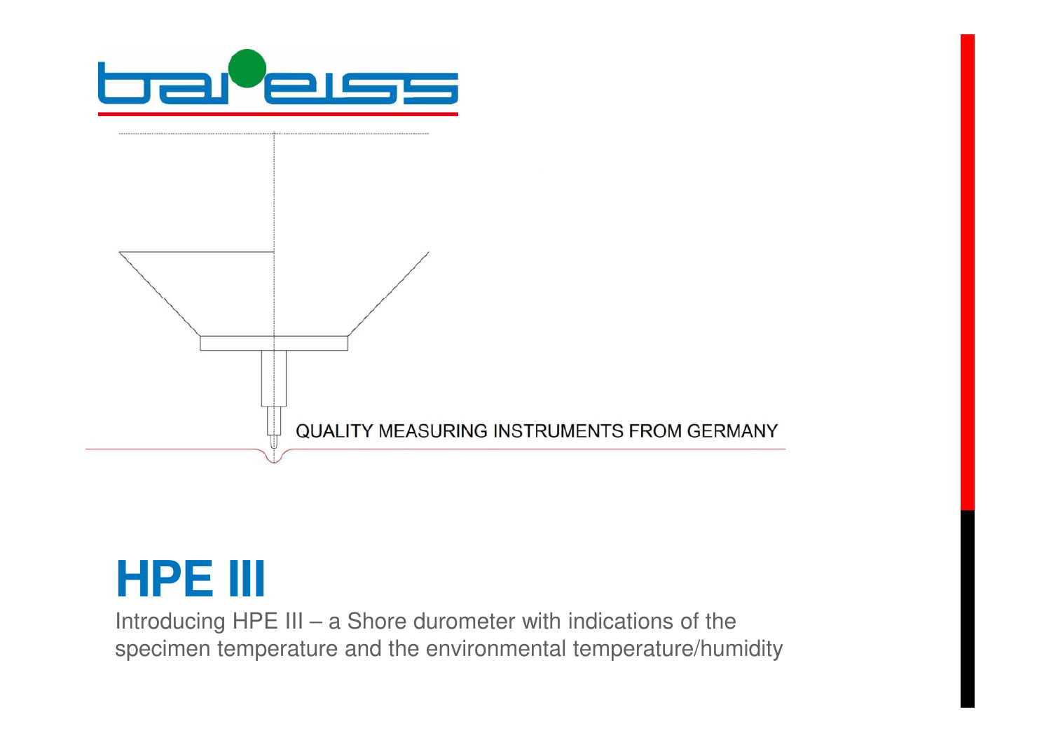QUALITY MEASURING INSTRUMENTS FROM GERMANY

# HPE III

Introducing HPE III – a Shore durometer with indications of the specimen temperature and the environmental temperature/humidity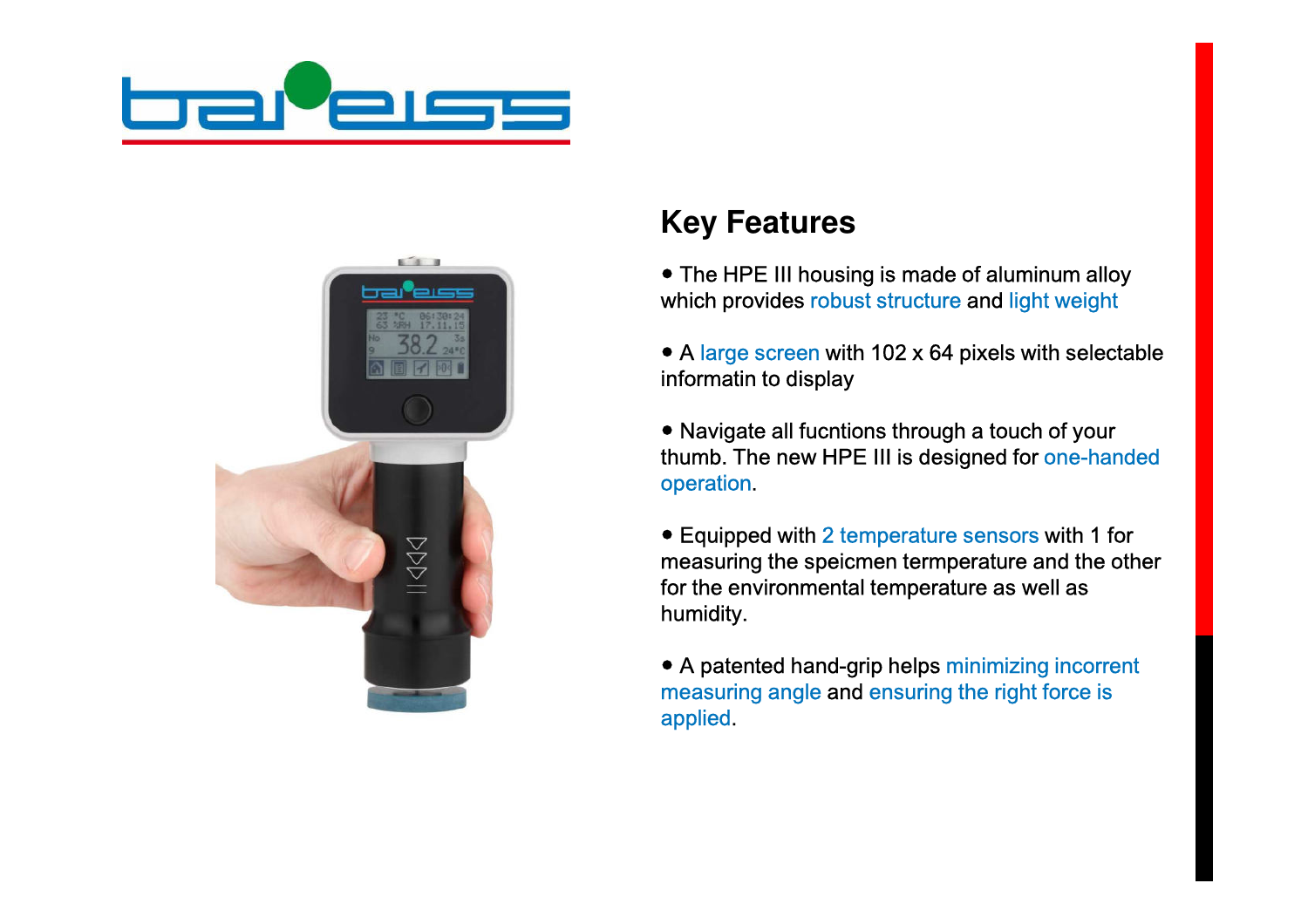## Key Features

- The HPE III housing is made of aluminum alloy which provides robust structure and light weight

- A large screen with 102 x 64 pixels with selectable informatin to display

- Navigate all fucntions through a touch of your thumb. The new HPE III is designed for one-handed operation.

- Equipped with 2 temperature sensors with 1 for measuring the speicmen termperature and the other for the environmental temperature as well as humidity.

- A patented hand-grip helps minimizing incorrent measuring angle and ensuring the right force is applied.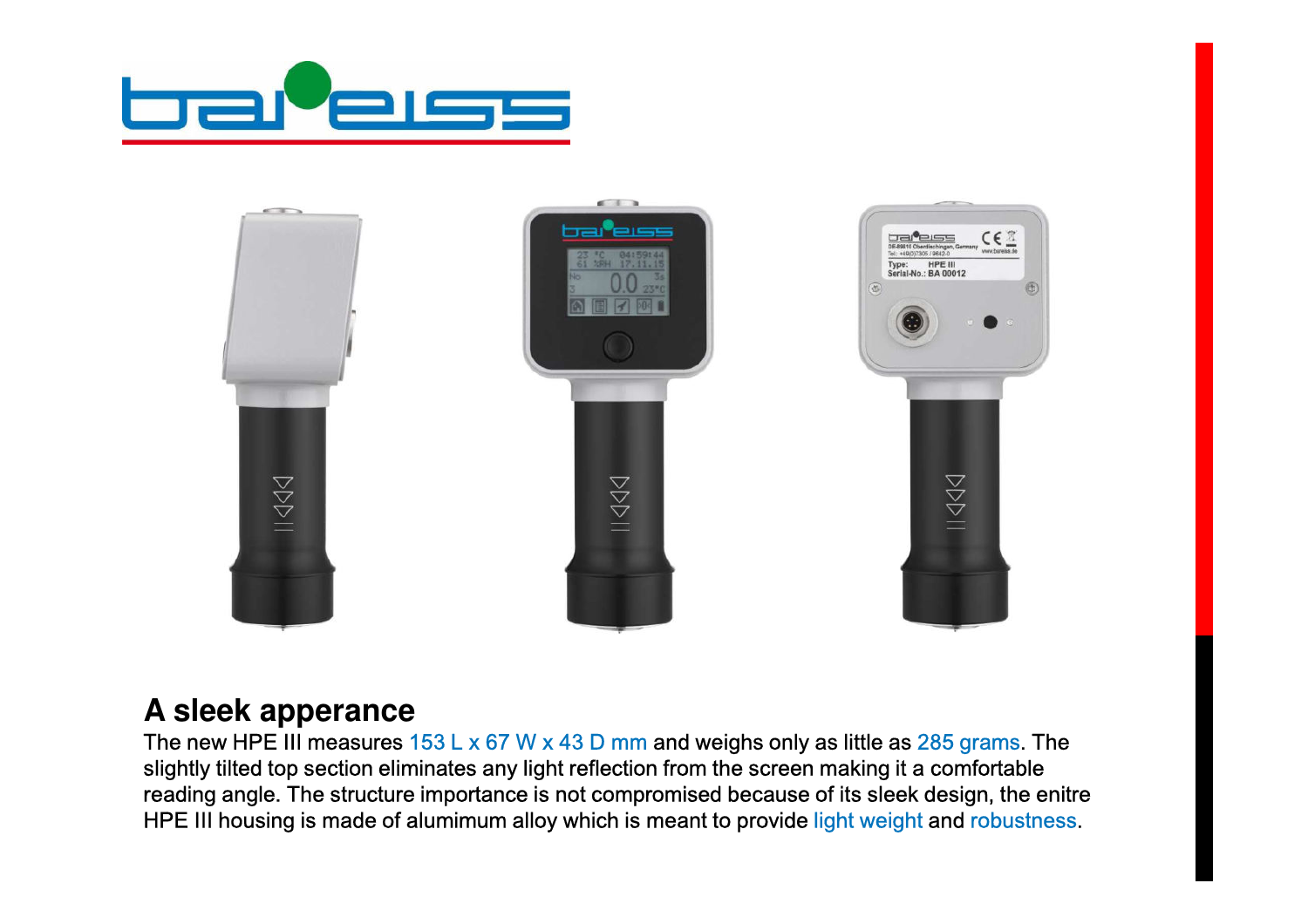## A sleek apperance

The new HPE III measures 153 L x 67 W x 43 D mm and weighs only as little as 285 grams. The slightly tilted top section eliminates any light reflection from the screen making it a comfortable reading angle. The structure importance is not compromised because of its sleek design, the enitre HPE III housing is made of alumimum alloy which is meant to provide light weight and robustness.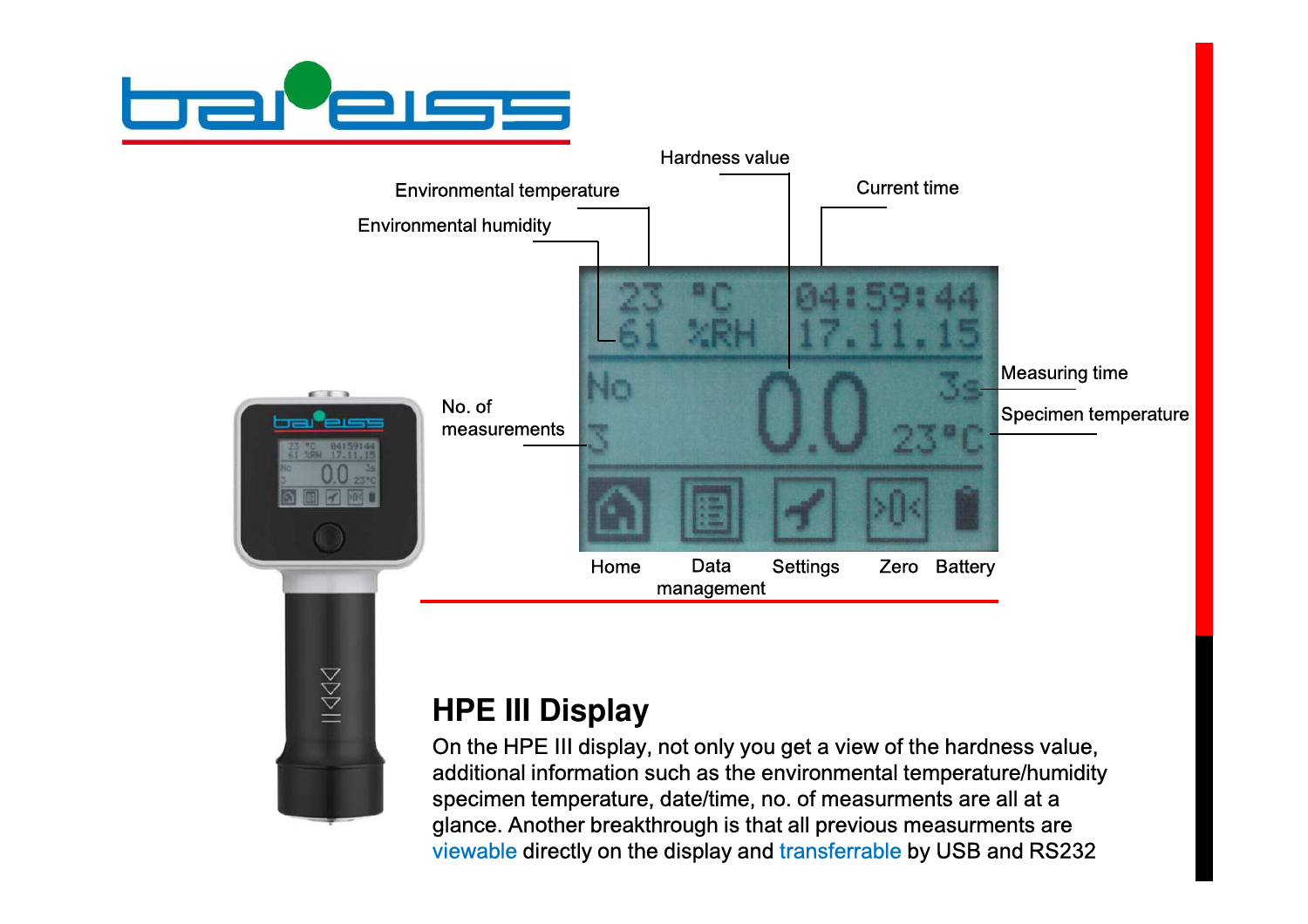Hardness value

Environmental temperature

Current time

Environmental humidity

Measuring time

Specimen temperature

No. of measurements

Home | Data management | Settings | Zero | Battery

## HPE III Display

On the HPE III display, not only you get a view of the hardness value, additional information such as the environmental temperature/humidity specimen temperature, date/time, no. of measurments are all at a glance. Another breakthrough is that all previous measurments are viewable directly on the display and transferrable by USB and RS232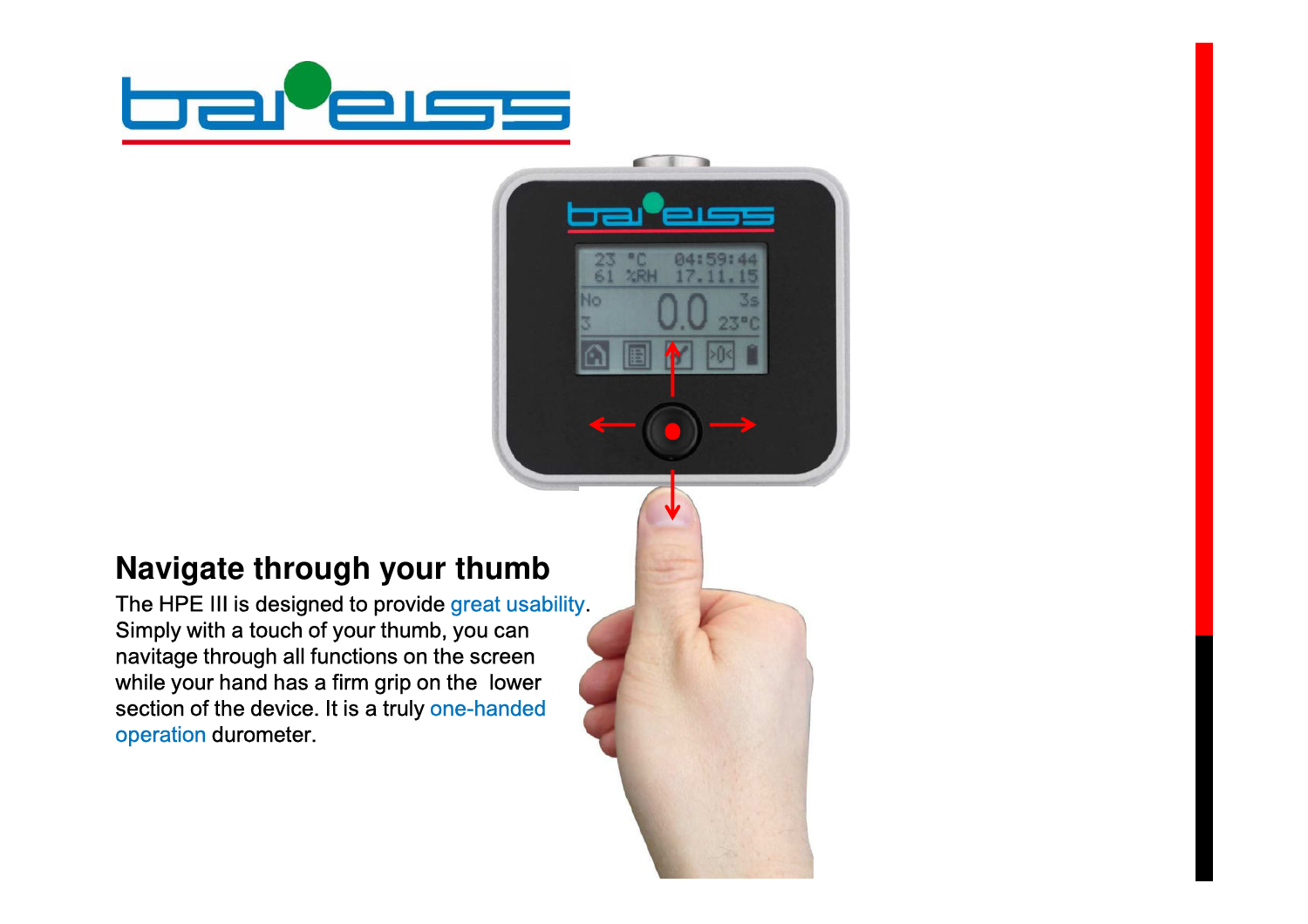## Navigate through your thumb

The HPE III is designed to provide great usability. Simply with a touch of your thumb, you can navitage through all functions on the screen while your hand has a firm grip on the lower section of the device. It is a truly one-handed operation durometer.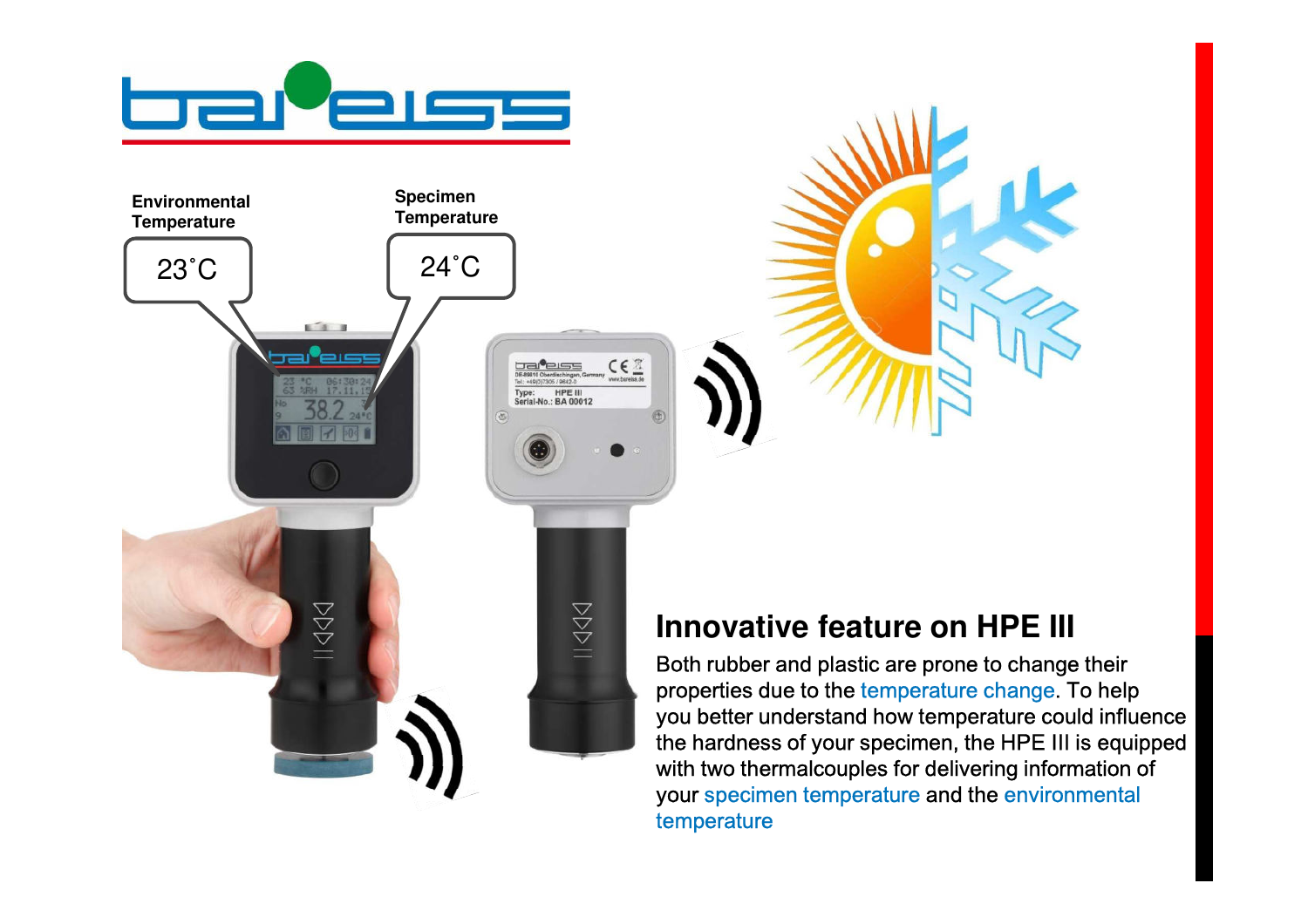Environmental Temperature

23˚C

Specimen Temperature

24˚C

## Innovative feature on HPE III

Both rubber and plastic are prone to change their properties due to the temperature change. To help you better understand how temperature could influence the hardness of your specimen, the HPE III is equipped with two thermalcouples for delivering information of your specimen temperature and the environmental temperature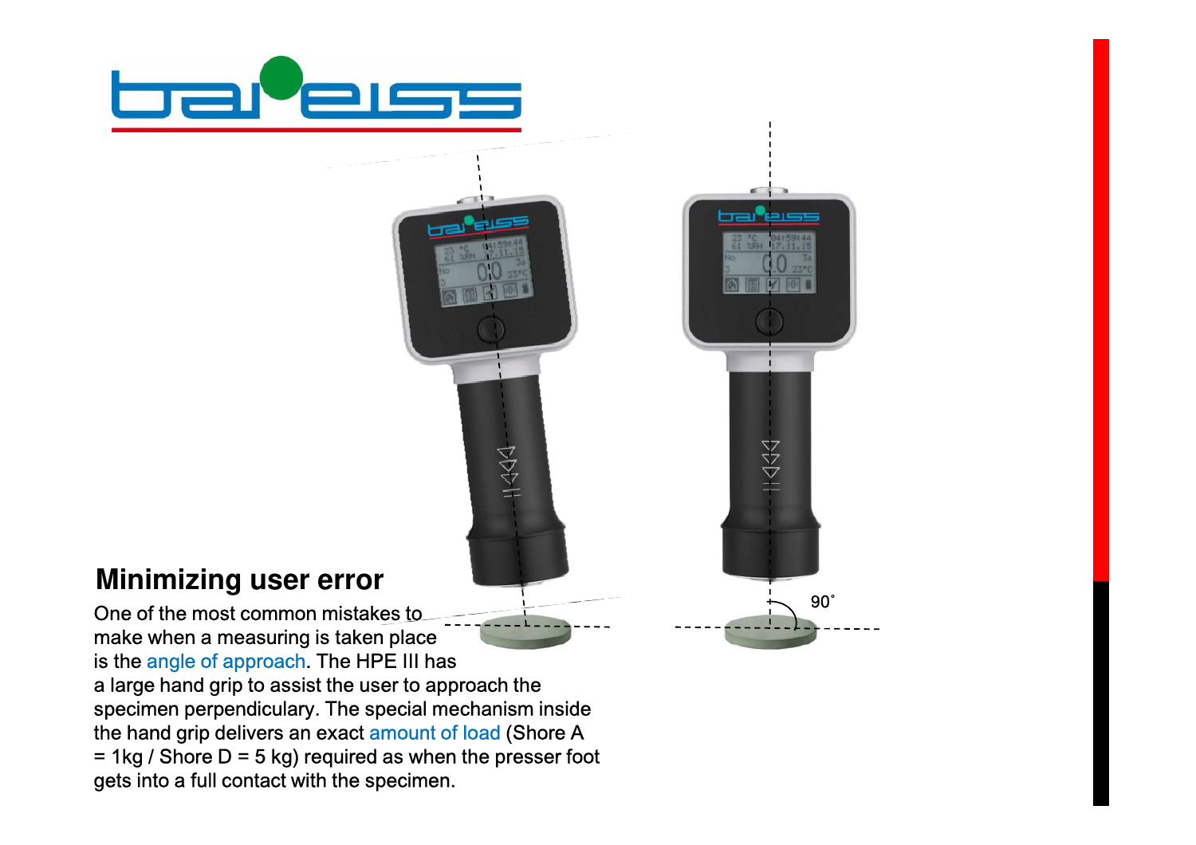## Minimizing user error

One of the most common mistakes to make when a measuring is taken place is the angle of approach. The HPE III has a large hand grip to assist the user to approach the specimen perpendiculary. The special mechanism inside the hand grip delivers an exact amount of load (Shore A = 1kg / Shore D = 5 kg) required as when the presser foot gets into a full contact with the specimen.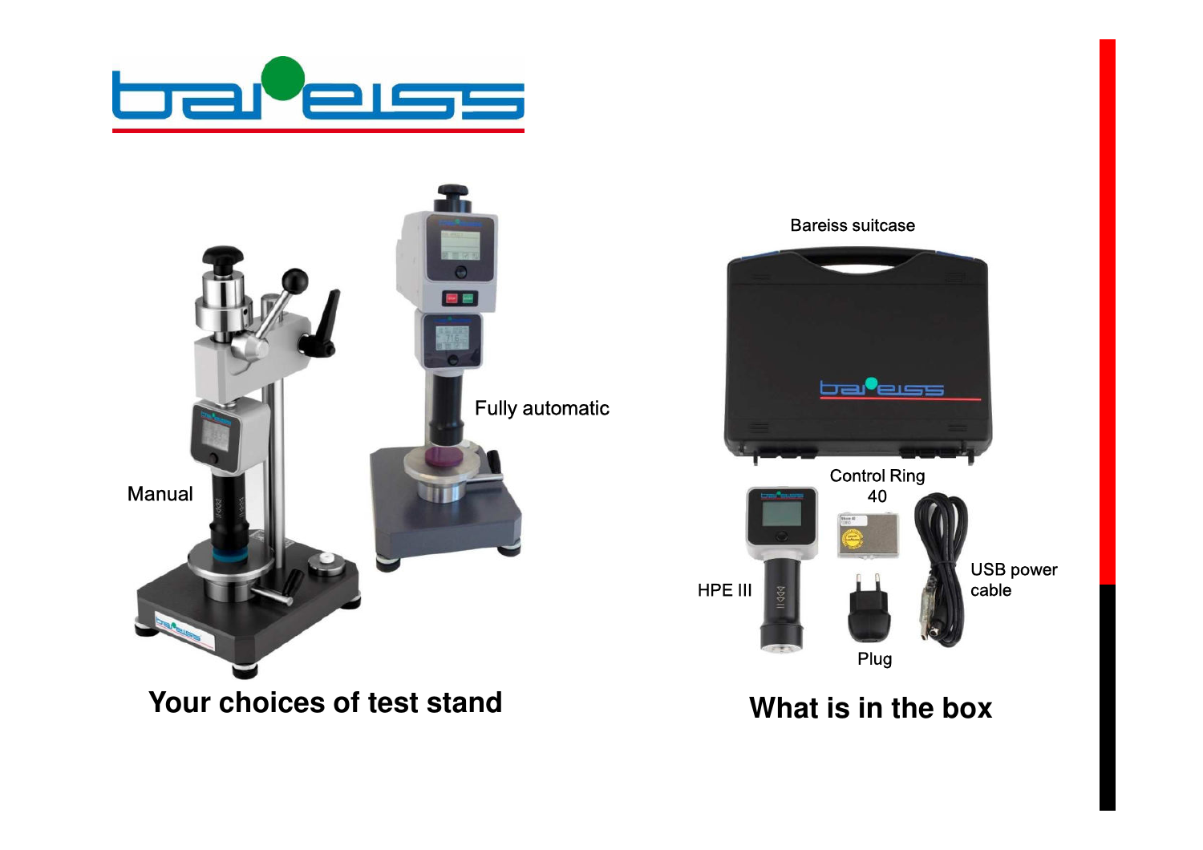Manual

Fully automatic

**Your choices of test stand**

Bareiss suitcase

Control Ring 40

HPE III

Plug

USB power cable

**What is in the box**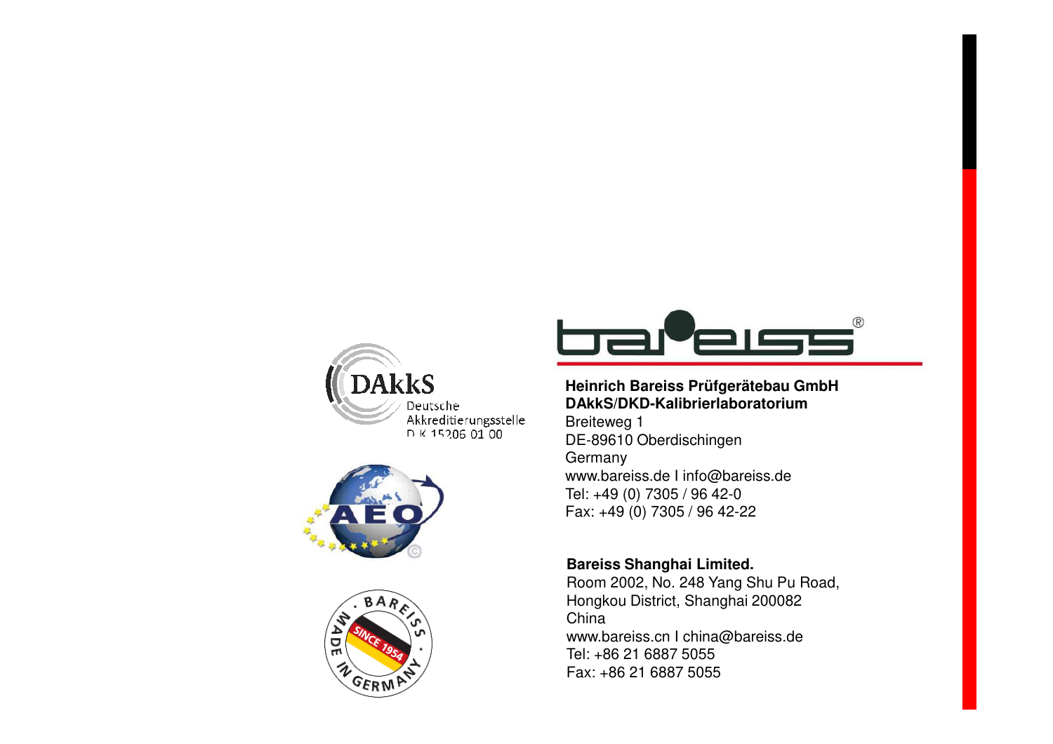DAkkS
Deutsche
Akkreditierungsstelle
D-K-15206-01-00

**Heinrich Bareiss Prüfgerätebau GmbH**
**DAkkS/DKD-Kalibrierlaboratorium**
Breiteweg 1
DE-89610 Oberdischingen
Germany
www.bareiss.de I info@bareiss.de
Tel: +49 (0) 7305 / 96 42-0
Fax: +49 (0) 7305 / 96 42-22

**Bareiss Shanghai Limited.**
Room 2002, No. 248 Yang Shu Pu Road,
Hongkou District, Shanghai 200082
China
www.bareiss.cn I china@bareiss.de
Tel: +86 21 6887 5055
Fax: +86 21 6887 5055